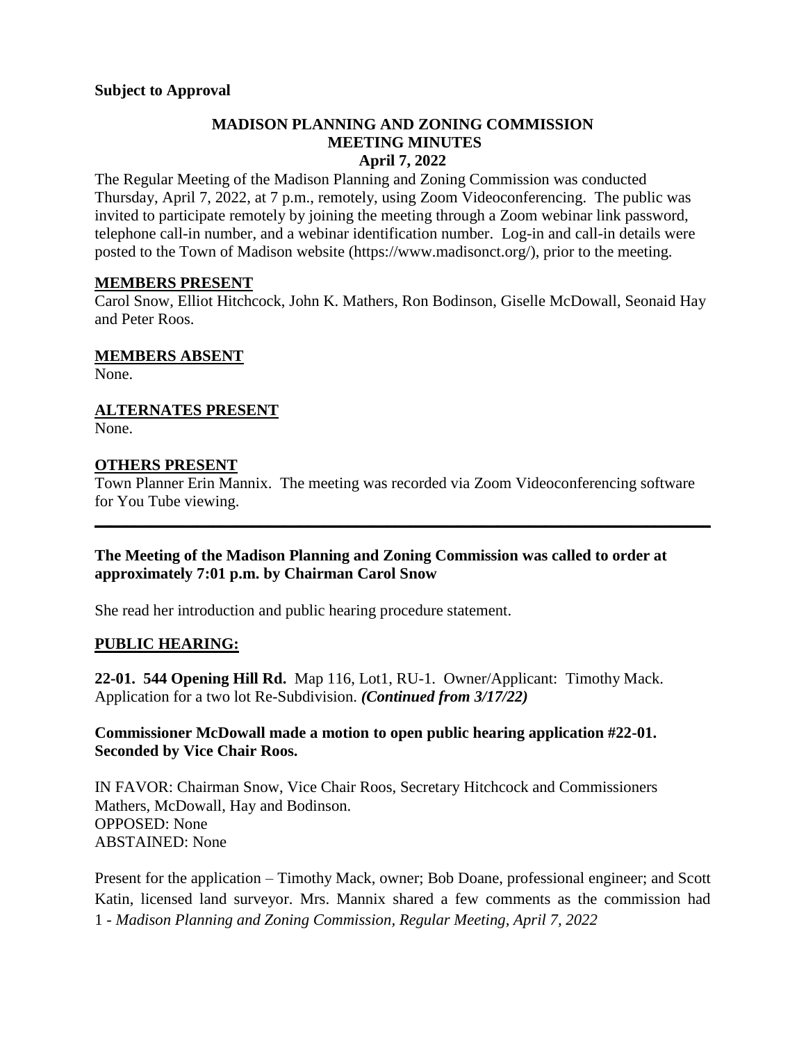**Subject to Approval**

# MADISON PLANNING AND ZONING COMMISSION MEETING MINUTES
## April 7, 2022

The Regular Meeting of the Madison Planning and Zoning Commission was conducted Thursday, April 7, 2022, at 7 p.m., remotely, using Zoom Videoconferencing. The public was invited to participate remotely by joining the meeting through a Zoom webinar link password, telephone call-in number, and a webinar identification number. Log-in and call-in details were posted to the Town of Madison website (https://www.madisonct.org/), prior to the meeting.

**MEMBERS PRESENT**

Carol Snow, Elliot Hitchcock, John K. Mathers, Ron Bodinson, Giselle McDowall, Seonaid Hay and Peter Roos.

**MEMBERS ABSENT**

None.

**ALTERNATES PRESENT**

None.

**OTHERS PRESENT**

Town Planner Erin Mannix. The meeting was recorded via Zoom Videoconferencing software for You Tube viewing.

---

**The Meeting of the Madison Planning and Zoning Commission was called to order at approximately 7:01 p.m. by Chairman Carol Snow**

She read her introduction and public hearing procedure statement.

**PUBLIC HEARING:**

**22-01. 544 Opening Hill Rd.** Map 116, Lot1, RU-1. Owner/Applicant: Timothy Mack. Application for a two lot Re-Subdivision. ***(Continued from 3/17/22)***

**Commissioner McDowall made a motion to open public hearing application #22-01. Seconded by Vice Chair Roos.**

IN FAVOR: Chairman Snow, Vice Chair Roos, Secretary Hitchcock and Commissioners Mathers, McDowall, Hay and Bodinson.
OPPOSED: None
ABSTAINED: None

Present for the application – Timothy Mack, owner; Bob Doane, professional engineer; and Scott Katin, licensed land surveyor. Mrs. Mannix shared a few comments as the commission had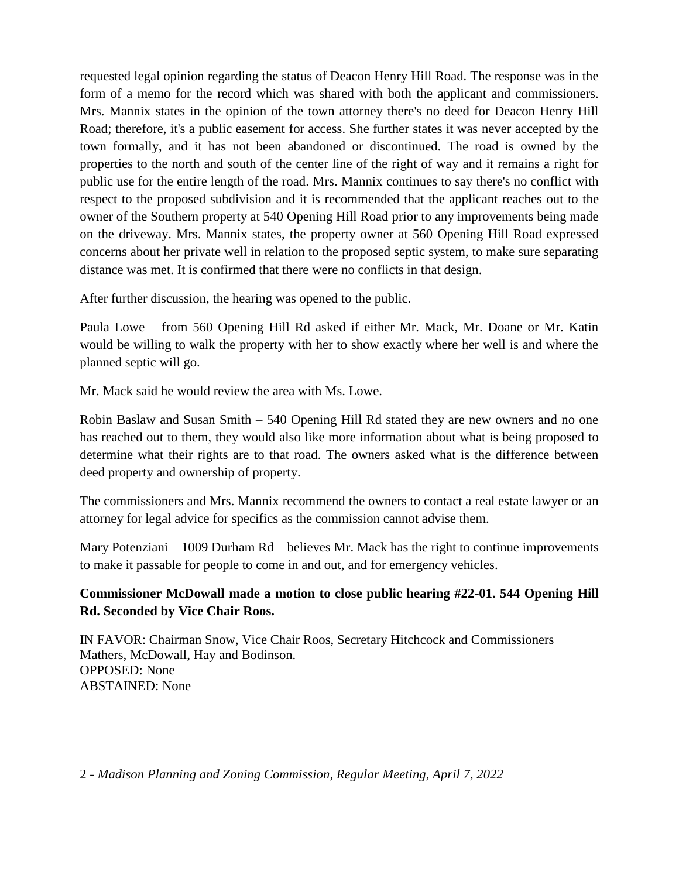requested legal opinion regarding the status of Deacon Henry Hill Road. The response was in the form of a memo for the record which was shared with both the applicant and commissioners. Mrs. Mannix states in the opinion of the town attorney there's no deed for Deacon Henry Hill Road; therefore, it's a public easement for access. She further states it was never accepted by the town formally, and it has not been abandoned or discontinued. The road is owned by the properties to the north and south of the center line of the right of way and it remains a right for public use for the entire length of the road. Mrs. Mannix continues to say there's no conflict with respect to the proposed subdivision and it is recommended that the applicant reaches out to the owner of the Southern property at 540 Opening Hill Road prior to any improvements being made on the driveway. Mrs. Mannix states, the property owner at 560 Opening Hill Road expressed concerns about her private well in relation to the proposed septic system, to make sure separating distance was met. It is confirmed that there were no conflicts in that design.

After further discussion, the hearing was opened to the public.

Paula Lowe – from 560 Opening Hill Rd asked if either Mr. Mack, Mr. Doane or Mr. Katin would be willing to walk the property with her to show exactly where her well is and where the planned septic will go.

Mr. Mack said he would review the area with Ms. Lowe.

Robin Baslaw and Susan Smith – 540 Opening Hill Rd stated they are new owners and no one has reached out to them, they would also like more information about what is being proposed to determine what their rights are to that road. The owners asked what is the difference between deed property and ownership of property.

The commissioners and Mrs. Mannix recommend the owners to contact a real estate lawyer or an attorney for legal advice for specifics as the commission cannot advise them.

Mary Potenziani – 1009 Durham Rd – believes Mr. Mack has the right to continue improvements to make it passable for people to come in and out, and for emergency vehicles.

**Commissioner McDowall made a motion to close public hearing #22-01. 544 Opening Hill Rd. Seconded by Vice Chair Roos.**

IN FAVOR: Chairman Snow, Vice Chair Roos, Secretary Hitchcock and Commissioners Mathers, McDowall, Hay and Bodinson.
OPPOSED: None
ABSTAINED: None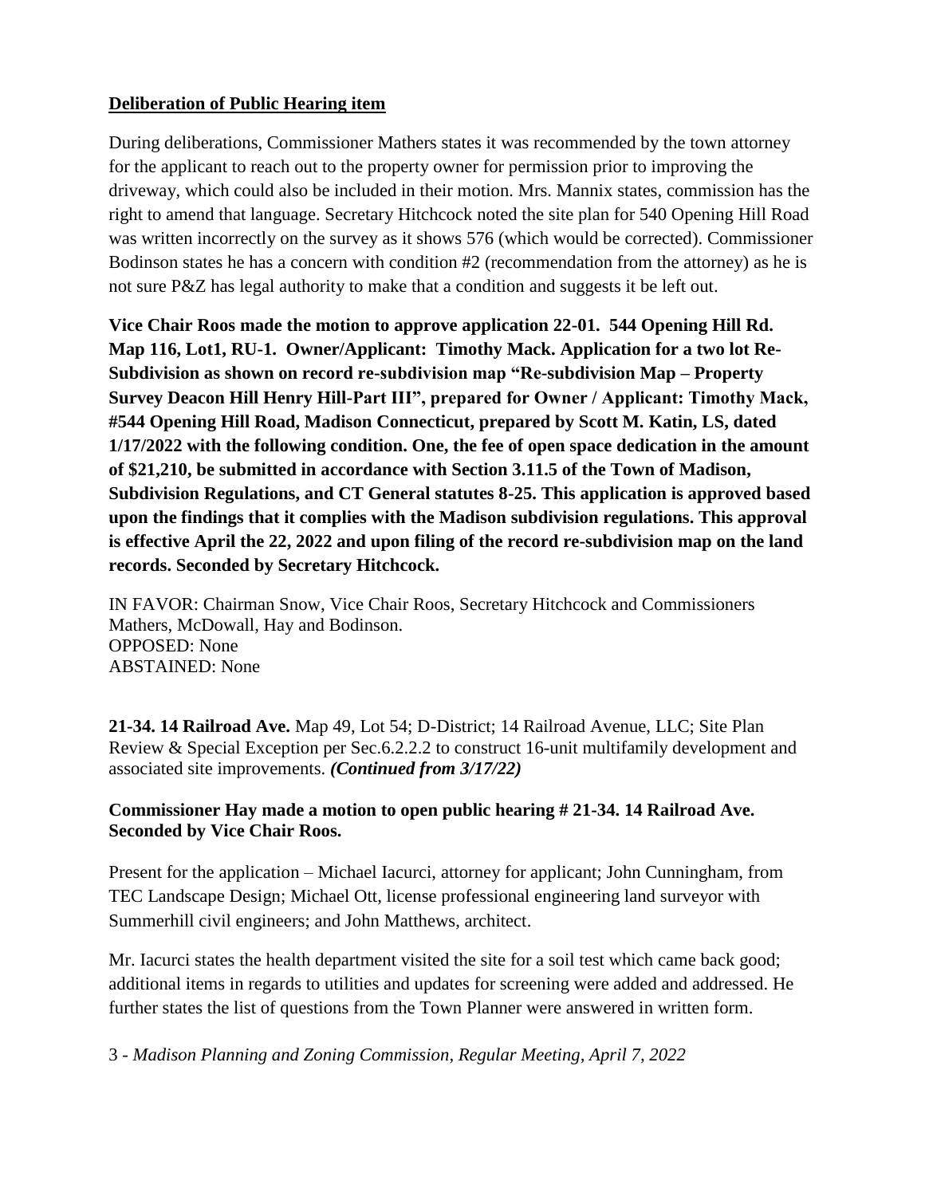**Deliberation of Public Hearing item**

During deliberations, Commissioner Mathers states it was recommended by the town attorney for the applicant to reach out to the property owner for permission prior to improving the driveway, which could also be included in their motion. Mrs. Mannix states, commission has the right to amend that language. Secretary Hitchcock noted the site plan for 540 Opening Hill Road was written incorrectly on the survey as it shows 576 (which would be corrected). Commissioner Bodinson states he has a concern with condition #2 (recommendation from the attorney) as he is not sure P&Z has legal authority to make that a condition and suggests it be left out.

**Vice Chair Roos made the motion to approve application 22-01. 544 Opening Hill Rd. Map 116, Lot1, RU-1. Owner/Applicant: Timothy Mack. Application for a two lot Re-Subdivision as shown on record re-subdivision map "Re-subdivision Map – Property Survey Deacon Hill Henry Hill-Part III", prepared for Owner / Applicant: Timothy Mack, #544 Opening Hill Road, Madison Connecticut, prepared by Scott M. Katin, LS, dated 1/17/2022 with the following condition. One, the fee of open space dedication in the amount of $21,210, be submitted in accordance with Section 3.11.5 of the Town of Madison, Subdivision Regulations, and CT General statutes 8-25. This application is approved based upon the findings that it complies with the Madison subdivision regulations. This approval is effective April the 22, 2022 and upon filing of the record re-subdivision map on the land records. Seconded by Secretary Hitchcock.**

IN FAVOR: Chairman Snow, Vice Chair Roos, Secretary Hitchcock and Commissioners Mathers, McDowall, Hay and Bodinson.
OPPOSED: None
ABSTAINED: None

**21-34. 14 Railroad Ave.** Map 49, Lot 54; D-District; 14 Railroad Avenue, LLC; Site Plan Review & Special Exception per Sec.6.2.2.2 to construct 16-unit multifamily development and associated site improvements. ***(Continued from 3/17/22)***

**Commissioner Hay made a motion to open public hearing # 21-34. 14 Railroad Ave. Seconded by Vice Chair Roos.**

Present for the application – Michael Iacurci, attorney for applicant; John Cunningham, from TEC Landscape Design; Michael Ott, license professional engineering land surveyor with Summerhill civil engineers; and John Matthews, architect.

Mr. Iacurci states the health department visited the site for a soil test which came back good; additional items in regards to utilities and updates for screening were added and addressed. He further states the list of questions from the Town Planner were answered in written form.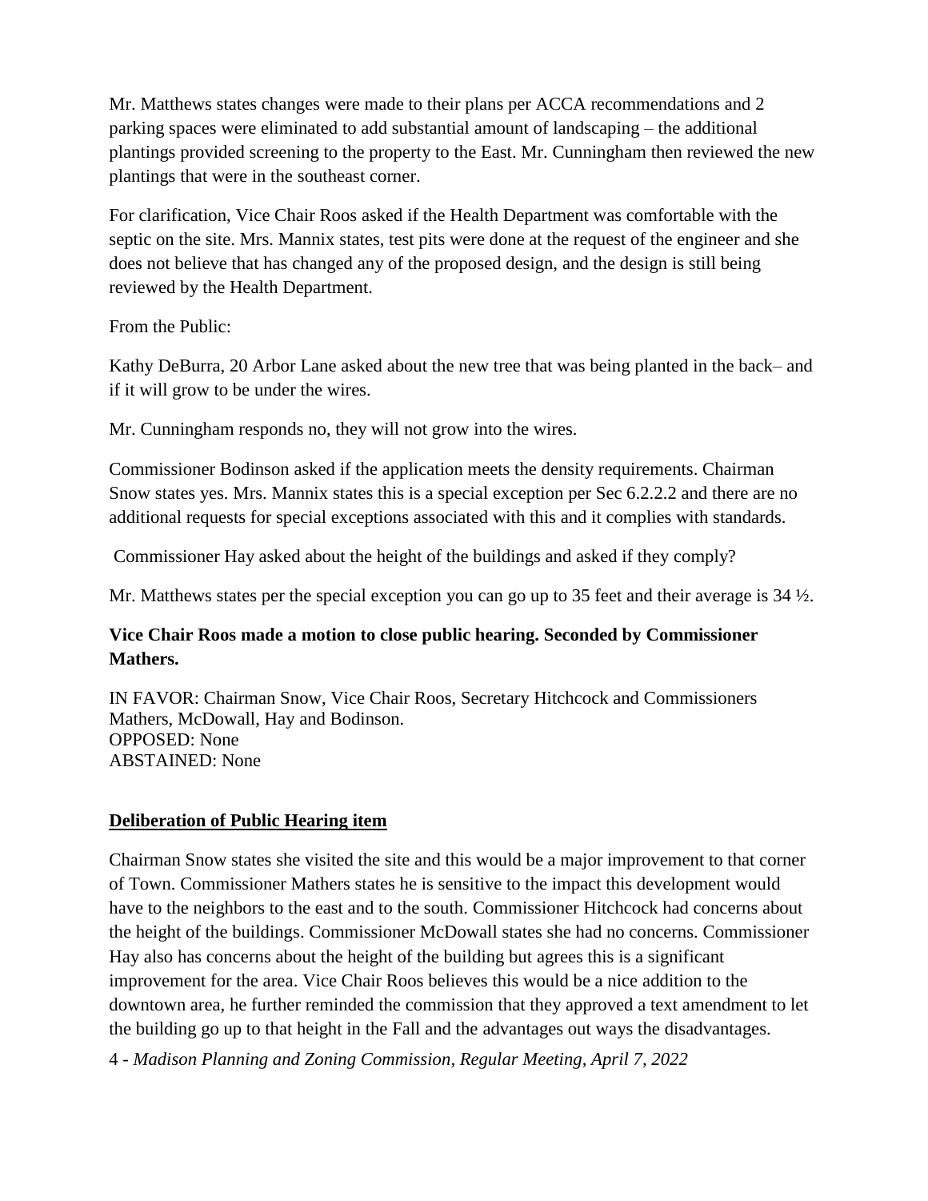Mr. Matthews states changes were made to their plans per ACCA recommendations and 2 parking spaces were eliminated to add substantial amount of landscaping – the additional plantings provided screening to the property to the East. Mr. Cunningham then reviewed the new plantings that were in the southeast corner.

For clarification, Vice Chair Roos asked if the Health Department was comfortable with the septic on the site. Mrs. Mannix states, test pits were done at the request of the engineer and she does not believe that has changed any of the proposed design, and the design is still being reviewed by the Health Department.

From the Public:

Kathy DeBurra, 20 Arbor Lane asked about the new tree that was being planted in the back– and if it will grow to be under the wires.

Mr. Cunningham responds no, they will not grow into the wires.

Commissioner Bodinson asked if the application meets the density requirements. Chairman Snow states yes. Mrs. Mannix states this is a special exception per Sec 6.2.2.2 and there are no additional requests for special exceptions associated with this and it complies with standards.

Commissioner Hay asked about the height of the buildings and asked if they comply?

Mr. Matthews states per the special exception you can go up to 35 feet and their average is 34 ½.

**Vice Chair Roos made a motion to close public hearing. Seconded by Commissioner Mathers.**

IN FAVOR: Chairman Snow, Vice Chair Roos, Secretary Hitchcock and Commissioners Mathers, McDowall, Hay and Bodinson.
OPPOSED: None
ABSTAINED: None

**Deliberation of Public Hearing item**

Chairman Snow states she visited the site and this would be a major improvement to that corner of Town. Commissioner Mathers states he is sensitive to the impact this development would have to the neighbors to the east and to the south. Commissioner Hitchcock had concerns about the height of the buildings. Commissioner McDowall states she had no concerns. Commissioner Hay also has concerns about the height of the building but agrees this is a significant improvement for the area. Vice Chair Roos believes this would be a nice addition to the downtown area, he further reminded the commission that they approved a text amendment to let the building go up to that height in the Fall and the advantages out ways the disadvantages.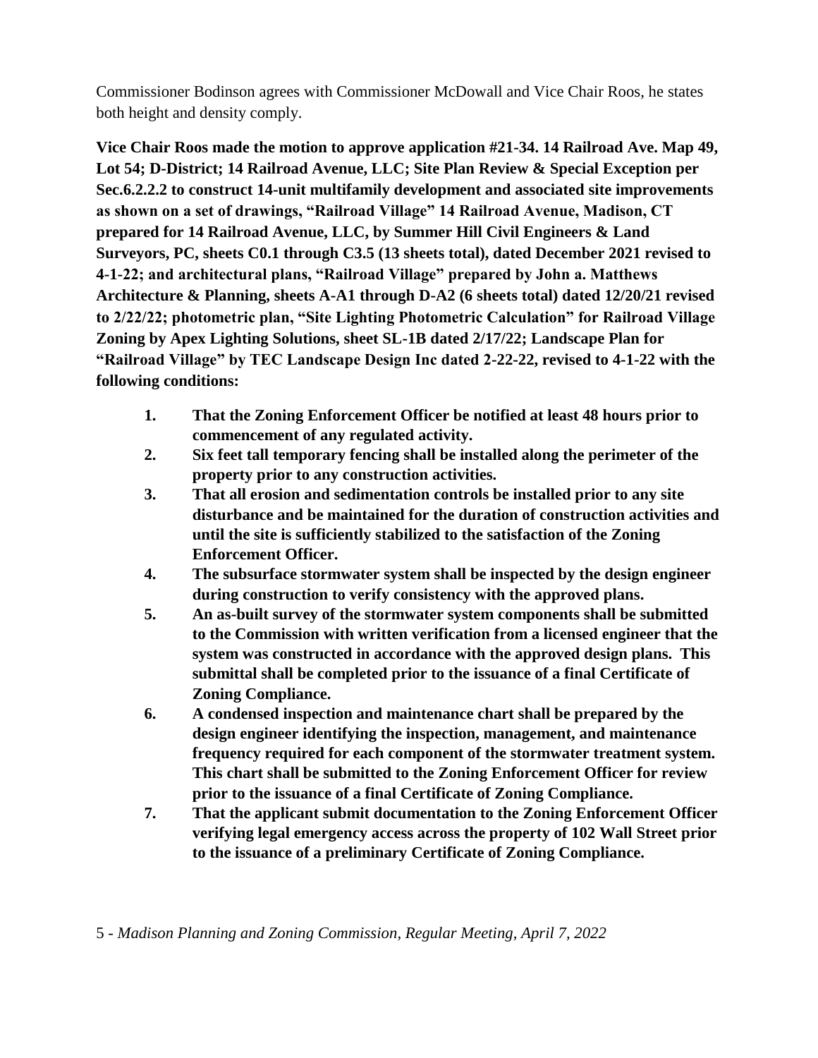Commissioner Bodinson agrees with Commissioner McDowall and Vice Chair Roos, he states both height and density comply.

**Vice Chair Roos made the motion to approve application #21-34. 14 Railroad Ave. Map 49, Lot 54; D-District; 14 Railroad Avenue, LLC; Site Plan Review & Special Exception per Sec.6.2.2.2 to construct 14-unit multifamily development and associated site improvements as shown on a set of drawings, "Railroad Village" 14 Railroad Avenue, Madison, CT prepared for 14 Railroad Avenue, LLC, by Summer Hill Civil Engineers & Land Surveyors, PC, sheets C0.1 through C3.5 (13 sheets total), dated December 2021 revised to 4-1-22; and architectural plans, "Railroad Village" prepared by John a. Matthews Architecture & Planning, sheets A-A1 through D-A2 (6 sheets total) dated 12/20/21 revised to 2/22/22; photometric plan, "Site Lighting Photometric Calculation" for Railroad Village Zoning by Apex Lighting Solutions, sheet SL-1B dated 2/17/22; Landscape Plan for "Railroad Village" by TEC Landscape Design Inc dated 2-22-22, revised to 4-1-22 with the following conditions:**

1. **That the Zoning Enforcement Officer be notified at least 48 hours prior to commencement of any regulated activity.**
2. **Six feet tall temporary fencing shall be installed along the perimeter of the property prior to any construction activities.**
3. **That all erosion and sedimentation controls be installed prior to any site disturbance and be maintained for the duration of construction activities and until the site is sufficiently stabilized to the satisfaction of the Zoning Enforcement Officer.**
4. **The subsurface stormwater system shall be inspected by the design engineer during construction to verify consistency with the approved plans.**
5. **An as-built survey of the stormwater system components shall be submitted to the Commission with written verification from a licensed engineer that the system was constructed in accordance with the approved design plans. This submittal shall be completed prior to the issuance of a final Certificate of Zoning Compliance.**
6. **A condensed inspection and maintenance chart shall be prepared by the design engineer identifying the inspection, management, and maintenance frequency required for each component of the stormwater treatment system. This chart shall be submitted to the Zoning Enforcement Officer for review prior to the issuance of a final Certificate of Zoning Compliance.**
7. **That the applicant submit documentation to the Zoning Enforcement Officer verifying legal emergency access across the property of 102 Wall Street prior to the issuance of a preliminary Certificate of Zoning Compliance.**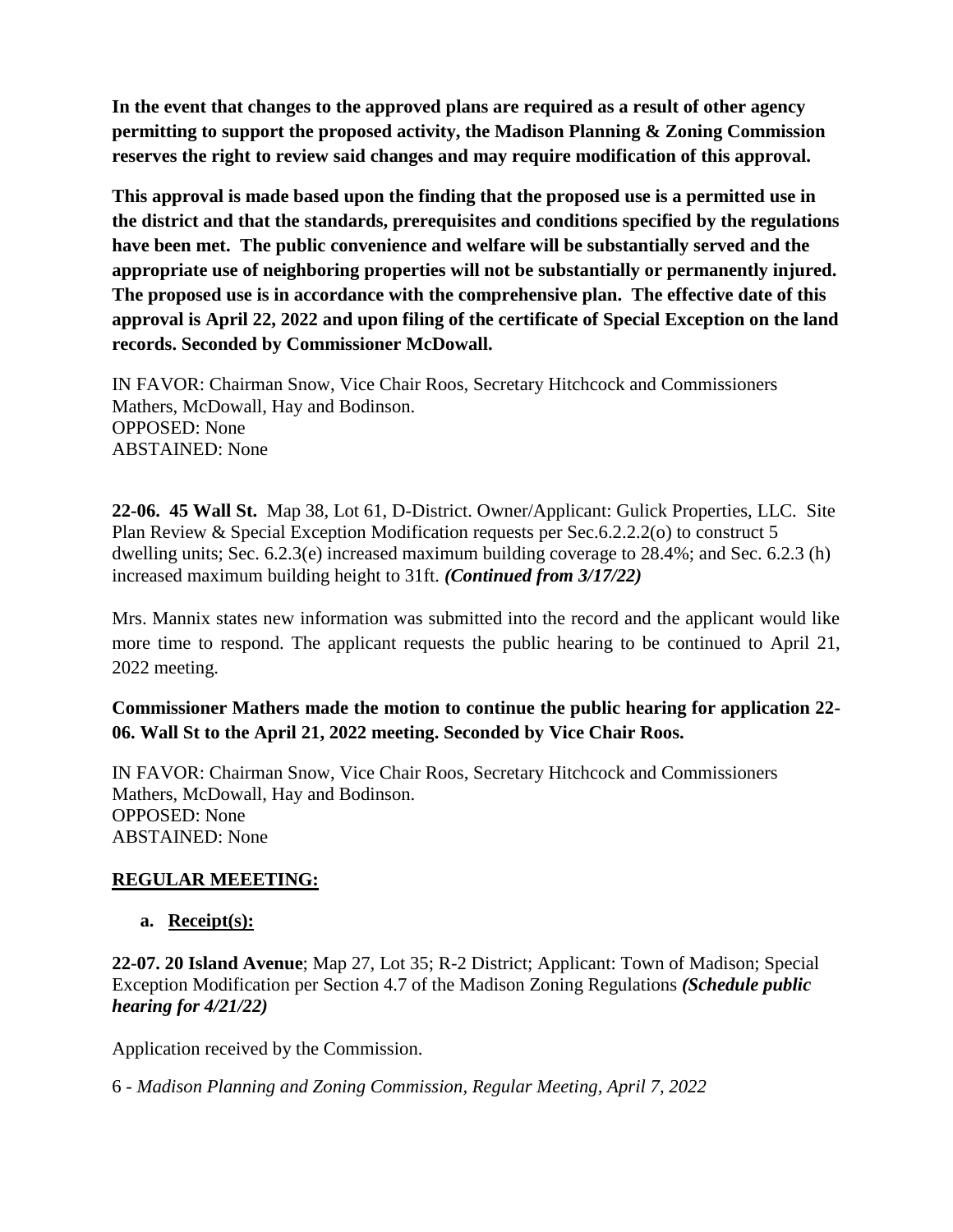**In the event that changes to the approved plans are required as a result of other agency permitting to support the proposed activity, the Madison Planning & Zoning Commission reserves the right to review said changes and may require modification of this approval.**

**This approval is made based upon the finding that the proposed use is a permitted use in the district and that the standards, prerequisites and conditions specified by the regulations have been met. The public convenience and welfare will be substantially served and the appropriate use of neighboring properties will not be substantially or permanently injured. The proposed use is in accordance with the comprehensive plan. The effective date of this approval is April 22, 2022 and upon filing of the certificate of Special Exception on the land records. Seconded by Commissioner McDowall.**

IN FAVOR: Chairman Snow, Vice Chair Roos, Secretary Hitchcock and Commissioners Mathers, McDowall, Hay and Bodinson.
OPPOSED: None
ABSTAINED: None

**22-06. 45 Wall St.** Map 38, Lot 61, D-District. Owner/Applicant: Gulick Properties, LLC. Site Plan Review & Special Exception Modification requests per Sec.6.2.2.2(o) to construct 5 dwelling units; Sec. 6.2.3(e) increased maximum building coverage to 28.4%; and Sec. 6.2.3 (h) increased maximum building height to 31ft. ***(Continued from 3/17/22)***

Mrs. Mannix states new information was submitted into the record and the applicant would like more time to respond. The applicant requests the public hearing to be continued to April 21, 2022 meeting.

**Commissioner Mathers made the motion to continue the public hearing for application 22-06. Wall St to the April 21, 2022 meeting. Seconded by Vice Chair Roos.**

IN FAVOR: Chairman Snow, Vice Chair Roos, Secretary Hitchcock and Commissioners Mathers, McDowall, Hay and Bodinson.
OPPOSED: None
ABSTAINED: None

## **REGULAR MEEETING:**

**a. Receipt(s):**

**22-07. 20 Island Avenue**; Map 27, Lot 35; R-2 District; Applicant: Town of Madison; Special Exception Modification per Section 4.7 of the Madison Zoning Regulations ***(Schedule public hearing for 4/21/22)***

Application received by the Commission.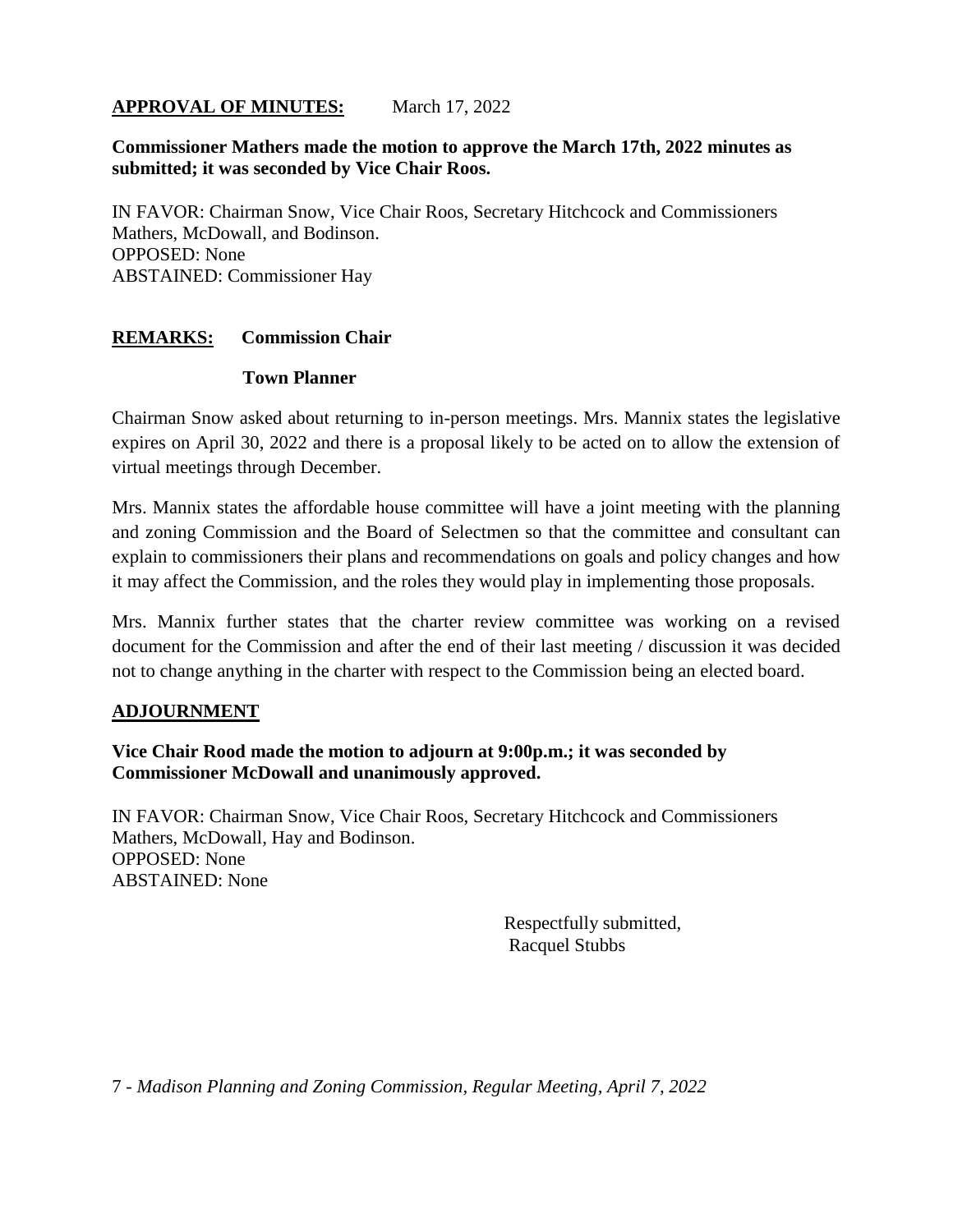**APPROVAL OF MINUTES:** March 17, 2022

**Commissioner Mathers made the motion to approve the March 17th, 2022 minutes as submitted; it was seconded by Vice Chair Roos.**

IN FAVOR: Chairman Snow, Vice Chair Roos, Secretary Hitchcock and Commissioners Mathers, McDowall, and Bodinson.
OPPOSED: None
ABSTAINED: Commissioner Hay

**REMARKS: Commission Chair**

**Town Planner**

Chairman Snow asked about returning to in-person meetings. Mrs. Mannix states the legislative expires on April 30, 2022 and there is a proposal likely to be acted on to allow the extension of virtual meetings through December.

Mrs. Mannix states the affordable house committee will have a joint meeting with the planning and zoning Commission and the Board of Selectmen so that the committee and consultant can explain to commissioners their plans and recommendations on goals and policy changes and how it may affect the Commission, and the roles they would play in implementing those proposals.

Mrs. Mannix further states that the charter review committee was working on a revised document for the Commission and after the end of their last meeting / discussion it was decided not to change anything in the charter with respect to the Commission being an elected board.

**ADJOURNMENT**

**Vice Chair Rood made the motion to adjourn at 9:00p.m.; it was seconded by Commissioner McDowall and unanimously approved.**

IN FAVOR: Chairman Snow, Vice Chair Roos, Secretary Hitchcock and Commissioners Mathers, McDowall, Hay and Bodinson.
OPPOSED: None
ABSTAINED: None

Respectfully submitted,
Racquel Stubbs